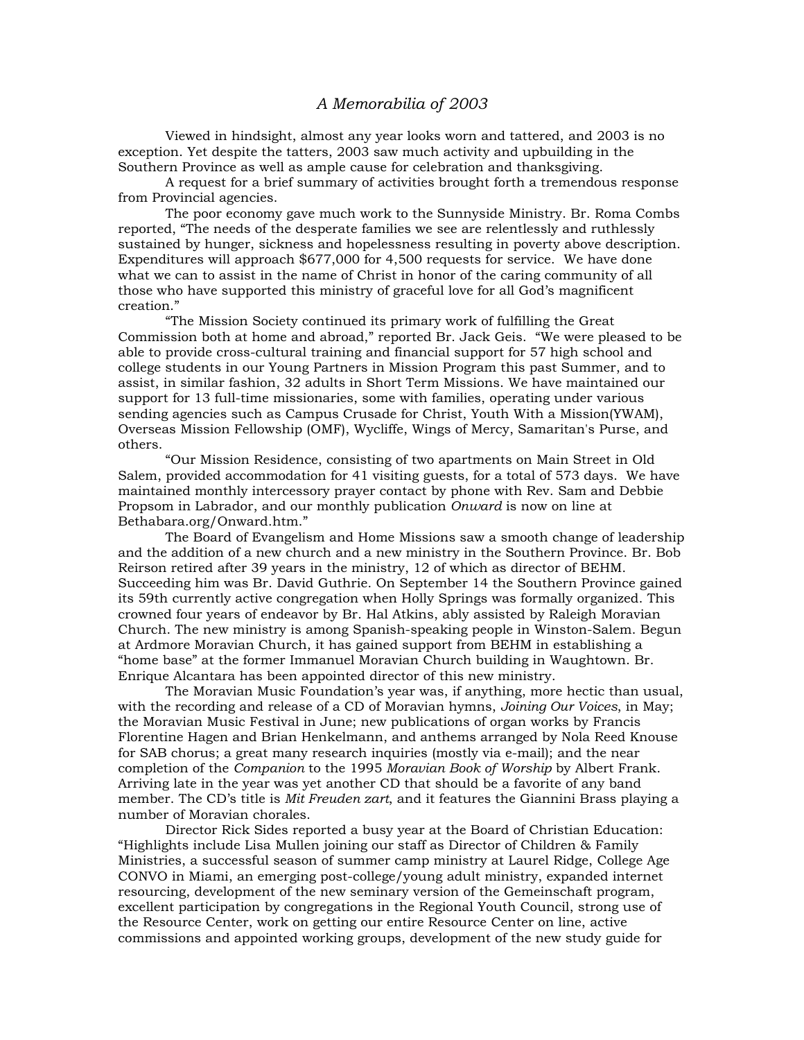# *A Memorabilia of 2003*

Viewed in hindsight, almost any year looks worn and tattered, and 2003 is no exception. Yet despite the tatters, 2003 saw much activity and upbuilding in the Southern Province as well as ample cause for celebration and thanksgiving.

A request for a brief summary of activities brought forth a tremendous response from Provincial agencies.

The poor economy gave much work to the Sunnyside Ministry. Br. Roma Combs reported, "The needs of the desperate families we see are relentlessly and ruthlessly sustained by hunger, sickness and hopelessness resulting in poverty above description. Expenditures will approach $677,000 for 4,500 requests for service. We have done what we can to assist in the name of Christ in honor of the caring community of all those who have supported this ministry of graceful love for all God's magnificent creation."

"The Mission Society continued its primary work of fulfilling the Great Commission both at home and abroad," reported Br. Jack Geis. "We were pleased to be able to provide cross-cultural training and financial support for 57 high school and college students in our Young Partners in Mission Program this past Summer, and to assist, in similar fashion, 32 adults in Short Term Missions. We have maintained our support for 13 full-time missionaries, some with families, operating under various sending agencies such as Campus Crusade for Christ, Youth With a Mission(YWAM), Overseas Mission Fellowship (OMF), Wycliffe, Wings of Mercy, Samaritan's Purse, and others.

"Our Mission Residence, consisting of two apartments on Main Street in Old Salem, provided accommodation for 41 visiting guests, for a total of 573 days. We have maintained monthly intercessory prayer contact by phone with Rev. Sam and Debbie Propsom in Labrador, and our monthly publication *Onward* is now on line at Bethabara.org/Onward.htm."

The Board of Evangelism and Home Missions saw a smooth change of leadership and the addition of a new church and a new ministry in the Southern Province. Br. Bob Reirson retired after 39 years in the ministry, 12 of which as director of BEHM. Succeeding him was Br. David Guthrie. On September 14 the Southern Province gained its 59th currently active congregation when Holly Springs was formally organized. This crowned four years of endeavor by Br. Hal Atkins, ably assisted by Raleigh Moravian Church. The new ministry is among Spanish-speaking people in Winston-Salem. Begun at Ardmore Moravian Church, it has gained support from BEHM in establishing a "home base" at the former Immanuel Moravian Church building in Waughtown. Br. Enrique Alcantara has been appointed director of this new ministry.

The Moravian Music Foundation's year was, if anything, more hectic than usual, with the recording and release of a CD of Moravian hymns, *Joining Our Voices*, in May; the Moravian Music Festival in June; new publications of organ works by Francis Florentine Hagen and Brian Henkelmann, and anthems arranged by Nola Reed Knouse for SAB chorus; a great many research inquiries (mostly via e-mail); and the near completion of the *Companion* to the 1995 *Moravian Book of Worship* by Albert Frank. Arriving late in the year was yet another CD that should be a favorite of any band member. The CD's title is *Mit Freuden zart*, and it features the Giannini Brass playing a number of Moravian chorales.

Director Rick Sides reported a busy year at the Board of Christian Education: "Highlights include Lisa Mullen joining our staff as Director of Children & Family Ministries, a successful season of summer camp ministry at Laurel Ridge, College Age CONVO in Miami, an emerging post-college/young adult ministry, expanded internet resourcing, development of the new seminary version of the Gemeinschaft program, excellent participation by congregations in the Regional Youth Council, strong use of the Resource Center, work on getting our entire Resource Center on line, active commissions and appointed working groups, development of the new study guide for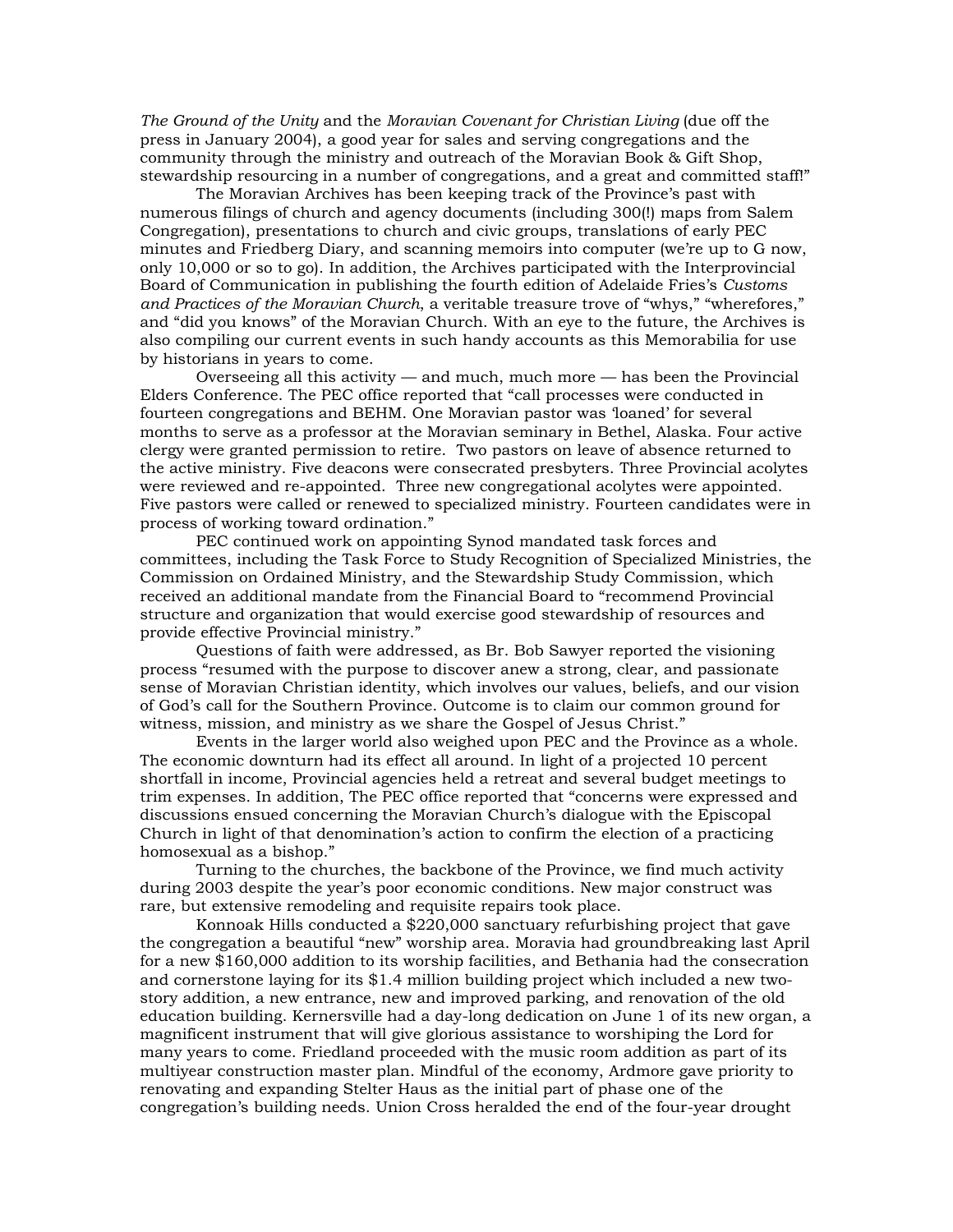*The Ground of the Unity* and the *Moravian Covenant for Christian Living* (due off the press in January 2004), a good year for sales and serving congregations and the community through the ministry and outreach of the Moravian Book & Gift Shop, stewardship resourcing in a number of congregations, and a great and committed staff!"

The Moravian Archives has been keeping track of the Province's past with numerous filings of church and agency documents (including 300(!) maps from Salem Congregation), presentations to church and civic groups, translations of early PEC minutes and Friedberg Diary, and scanning memoirs into computer (we're up to G now, only 10,000 or so to go). In addition, the Archives participated with the Interprovincial Board of Communication in publishing the fourth edition of Adelaide Fries's *Customs and Practices of the Moravian Church*, a veritable treasure trove of "whys," "wherefores," and "did you knows" of the Moravian Church. With an eye to the future, the Archives is also compiling our current events in such handy accounts as this Memorabilia for use by historians in years to come.

Overseeing all this activity — and much, much more — has been the Provincial Elders Conference. The PEC office reported that "call processes were conducted in fourteen congregations and BEHM. One Moravian pastor was 'loaned' for several months to serve as a professor at the Moravian seminary in Bethel, Alaska. Four active clergy were granted permission to retire. Two pastors on leave of absence returned to the active ministry. Five deacons were consecrated presbyters. Three Provincial acolytes were reviewed and re-appointed. Three new congregational acolytes were appointed. Five pastors were called or renewed to specialized ministry. Fourteen candidates were in process of working toward ordination."

PEC continued work on appointing Synod mandated task forces and committees, including the Task Force to Study Recognition of Specialized Ministries, the Commission on Ordained Ministry, and the Stewardship Study Commission, which received an additional mandate from the Financial Board to "recommend Provincial structure and organization that would exercise good stewardship of resources and provide effective Provincial ministry."

Questions of faith were addressed, as Br. Bob Sawyer reported the visioning process "resumed with the purpose to discover anew a strong, clear, and passionate sense of Moravian Christian identity, which involves our values, beliefs, and our vision of God's call for the Southern Province. Outcome is to claim our common ground for witness, mission, and ministry as we share the Gospel of Jesus Christ."

Events in the larger world also weighed upon PEC and the Province as a whole. The economic downturn had its effect all around. In light of a projected 10 percent shortfall in income, Provincial agencies held a retreat and several budget meetings to trim expenses. In addition, The PEC office reported that "concerns were expressed and discussions ensued concerning the Moravian Church's dialogue with the Episcopal Church in light of that denomination's action to confirm the election of a practicing homosexual as a bishop."

Turning to the churches, the backbone of the Province, we find much activity during 2003 despite the year's poor economic conditions. New major construct was rare, but extensive remodeling and requisite repairs took place.

Konnoak Hills conducted a $220,000 sanctuary refurbishing project that gave the congregation a beautiful "new" worship area. Moravia had groundbreaking last April for a new $160,000 addition to its worship facilities, and Bethania had the consecration and cornerstone laying for its $1.4 million building project which included a new two-story addition, a new entrance, new and improved parking, and renovation of the old education building. Kernersville had a day-long dedication on June 1 of its new organ, a magnificent instrument that will give glorious assistance to worshiping the Lord for many years to come. Friedland proceeded with the music room addition as part of its multiyear construction master plan. Mindful of the economy, Ardmore gave priority to renovating and expanding Stelter Haus as the initial part of phase one of the congregation's building needs. Union Cross heralded the end of the four-year drought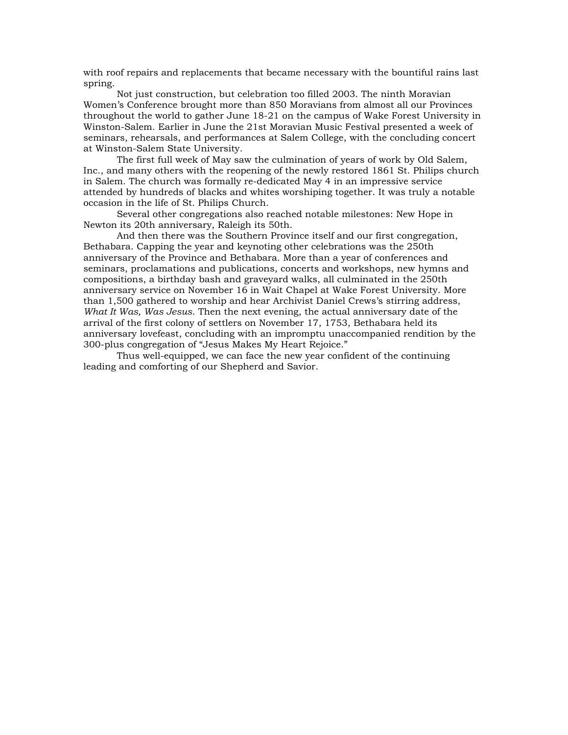with roof repairs and replacements that became necessary with the bountiful rains last spring.

Not just construction, but celebration too filled 2003. The ninth Moravian Women's Conference brought more than 850 Moravians from almost all our Provinces throughout the world to gather June 18-21 on the campus of Wake Forest University in Winston-Salem. Earlier in June the 21st Moravian Music Festival presented a week of seminars, rehearsals, and performances at Salem College, with the concluding concert at Winston-Salem State University.

The first full week of May saw the culmination of years of work by Old Salem, Inc., and many others with the reopening of the newly restored 1861 St. Philips church in Salem. The church was formally re-dedicated May 4 in an impressive service attended by hundreds of blacks and whites worshiping together. It was truly a notable occasion in the life of St. Philips Church.

Several other congregations also reached notable milestones: New Hope in Newton its 20th anniversary, Raleigh its 50th.

And then there was the Southern Province itself and our first congregation, Bethabara. Capping the year and keynoting other celebrations was the 250th anniversary of the Province and Bethabara. More than a year of conferences and seminars, proclamations and publications, concerts and workshops, new hymns and compositions, a birthday bash and graveyard walks, all culminated in the 250th anniversary service on November 16 in Wait Chapel at Wake Forest University. More than 1,500 gathered to worship and hear Archivist Daniel Crews's stirring address, *What It Was, Was Jesus*. Then the next evening, the actual anniversary date of the arrival of the first colony of settlers on November 17, 1753, Bethabara held its anniversary lovefeast, concluding with an impromptu unaccompanied rendition by the 300-plus congregation of "Jesus Makes My Heart Rejoice."

Thus well-equipped, we can face the new year confident of the continuing leading and comforting of our Shepherd and Savior.